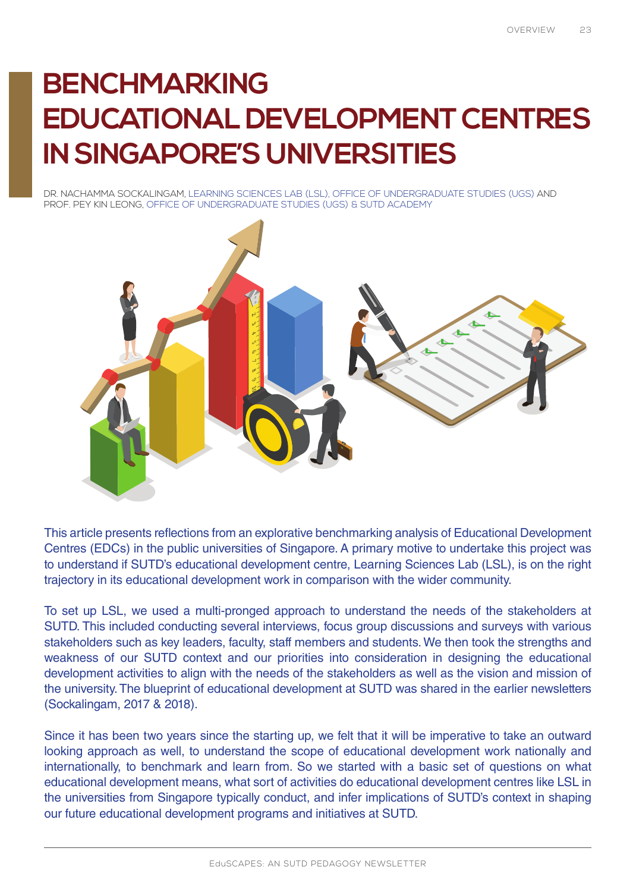# BENCHMARKING EDUCATIONAL DEVELOPMENT CENTRES IN SINGAPORE'S UNIVERSITIES

DR. NACHAMMA SOCKALINGAM, LEARNING SCIENCES LAB (LSL), OFFICE OF UNDERGRADUATE STUDIES (UGS) AND PROF. PEY KIN LEONG, OFFICE OF UNDERGRADUATE STUDIES (UGS) & SUTD ACADEMY

This article presents reflections from an explorative benchmarking analysis of Educational Development Centres (EDCs) in the public universities of Singapore. A primary motive to undertake this project was to understand if SUTD's educational development centre, Learning Sciences Lab (LSL), is on the right trajectory in its educational development work in comparison with the wider community.

To set up LSL, we used a multi-pronged approach to understand the needs of the stakeholders at SUTD. This included conducting several interviews, focus group discussions and surveys with various stakeholders such as key leaders, faculty, staff members and students. We then took the strengths and weakness of our SUTD context and our priorities into consideration in designing the educational development activities to align with the needs of the stakeholders as well as the vision and mission of the university. The blueprint of educational development at SUTD was shared in the earlier newsletters (Sockalingam, 2017 & 2018).

Since it has been two years since the starting up, we felt that it will be imperative to take an outward looking approach as well, to understand the scope of educational development work nationally and internationally, to benchmark and learn from. So we started with a basic set of questions on what educational development means, what sort of activities do educational development centres like LSL in the universities from Singapore typically conduct, and infer implications of SUTD's context in shaping our future educational development programs and initiatives at SUTD.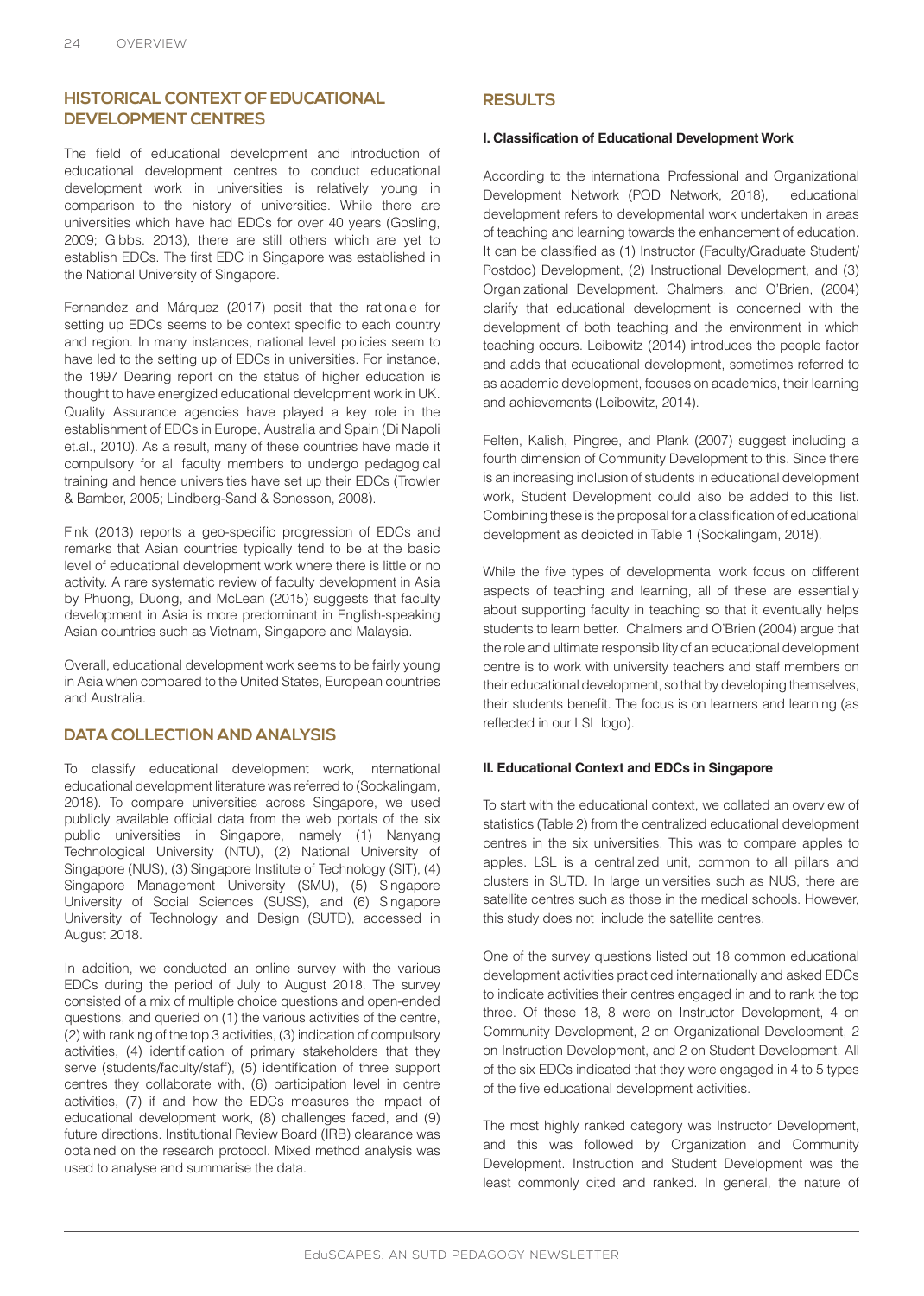## HISTORICAL CONTEXT OF EDUCATIONAL DEVELOPMENT CENTRES

The field of educational development and introduction of educational development centres to conduct educational development work in universities is relatively young in comparison to the history of universities. While there are universities which have had EDCs for over 40 years (Gosling, 2009; Gibbs. 2013), there are still others which are yet to establish EDCs. The first EDC in Singapore was established in the National University of Singapore.

Fernandez and Márquez (2017) posit that the rationale for setting up EDCs seems to be context specific to each country and region. In many instances, national level policies seem to have led to the setting up of EDCs in universities. For instance, the 1997 Dearing report on the status of higher education is thought to have energized educational development work in UK. Quality Assurance agencies have played a key role in the establishment of EDCs in Europe, Australia and Spain (Di Napoli et.al., 2010). As a result, many of these countries have made it compulsory for all faculty members to undergo pedagogical training and hence universities have set up their EDCs (Trowler & Bamber, 2005; Lindberg-Sand & Sonesson, 2008).

Fink (2013) reports a geo-specific progression of EDCs and remarks that Asian countries typically tend to be at the basic level of educational development work where there is little or no activity. A rare systematic review of faculty development in Asia by Phuong, Duong, and McLean (2015) suggests that faculty development in Asia is more predominant in English-speaking Asian countries such as Vietnam, Singapore and Malaysia.

Overall, educational development work seems to be fairly young in Asia when compared to the United States, European countries and Australia.

## DATA COLLECTION AND ANALYSIS

To classify educational development work, international educational development literature was referred to (Sockalingam, 2018). To compare universities across Singapore, we used publicly available official data from the web portals of the six public universities in Singapore, namely (1) Nanyang Technological University (NTU), (2) National University of Singapore (NUS), (3) Singapore Institute of Technology (SIT), (4) Singapore Management University (SMU), (5) Singapore University of Social Sciences (SUSS), and (6) Singapore University of Technology and Design (SUTD), accessed in August 2018.

In addition, we conducted an online survey with the various EDCs during the period of July to August 2018. The survey consisted of a mix of multiple choice questions and open-ended questions, and queried on (1) the various activities of the centre, (2) with ranking of the top 3 activities, (3) indication of compulsory activities, (4) identification of primary stakeholders that they serve (students/faculty/staff), (5) identification of three support centres they collaborate with, (6) participation level in centre activities, (7) if and how the EDCs measures the impact of educational development work, (8) challenges faced, and (9) future directions. Institutional Review Board (IRB) clearance was obtained on the research protocol. Mixed method analysis was used to analyse and summarise the data.

## RESULTS

**I. Classification of Educational Development Work**

According to the international Professional and Organizational Development Network (POD Network, 2018), educational development refers to developmental work undertaken in areas of teaching and learning towards the enhancement of education. It can be classified as (1) Instructor (Faculty/Graduate Student/ Postdoc) Development, (2) Instructional Development, and (3) Organizational Development. Chalmers, and O'Brien, (2004) clarify that educational development is concerned with the development of both teaching and the environment in which teaching occurs. Leibowitz (2014) introduces the people factor and adds that educational development, sometimes referred to as academic development, focuses on academics, their learning and achievements (Leibowitz, 2014).

Felten, Kalish, Pingree, and Plank (2007) suggest including a fourth dimension of Community Development to this. Since there is an increasing inclusion of students in educational development work, Student Development could also be added to this list. Combining these is the proposal for a classification of educational development as depicted in Table 1 (Sockalingam, 2018).

While the five types of developmental work focus on different aspects of teaching and learning, all of these are essentially about supporting faculty in teaching so that it eventually helps students to learn better. Chalmers and O'Brien (2004) argue that the role and ultimate responsibility of an educational development centre is to work with university teachers and staff members on their educational development, so that by developing themselves, their students benefit. The focus is on learners and learning (as reflected in our LSL logo).

**II. Educational Context and EDCs in Singapore**

To start with the educational context, we collated an overview of statistics (Table 2) from the centralized educational development centres in the six universities. This was to compare apples to apples. LSL is a centralized unit, common to all pillars and clusters in SUTD. In large universities such as NUS, there are satellite centres such as those in the medical schools. However, this study does not include the satellite centres.

One of the survey questions listed out 18 common educational development activities practiced internationally and asked EDCs to indicate activities their centres engaged in and to rank the top three. Of these 18, 8 were on Instructor Development, 4 on Community Development, 2 on Organizational Development, 2 on Instruction Development, and 2 on Student Development. All of the six EDCs indicated that they were engaged in 4 to 5 types of the five educational development activities.

The most highly ranked category was Instructor Development, and this was followed by Organization and Community Development. Instruction and Student Development was the least commonly cited and ranked. In general, the nature of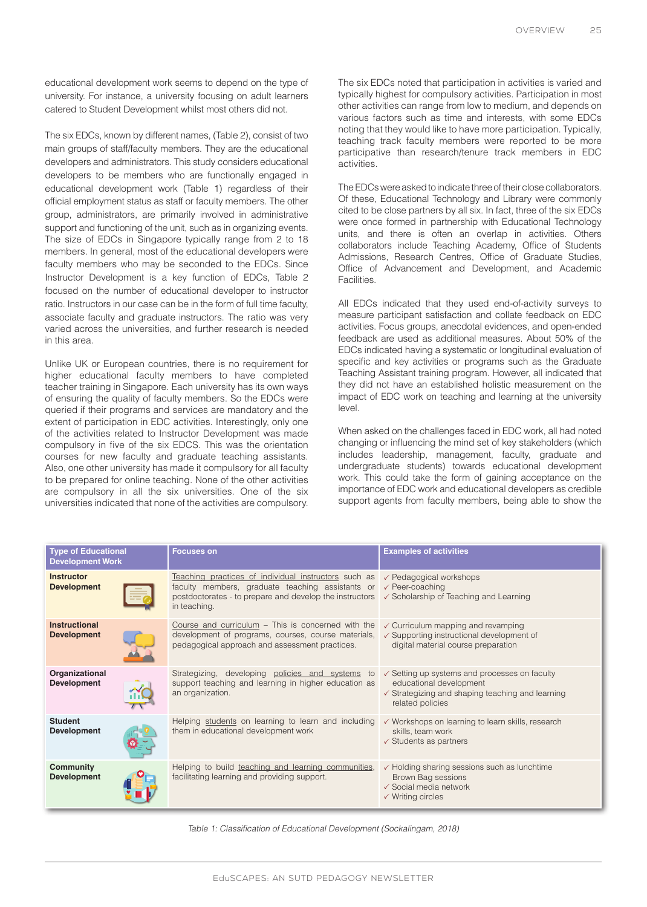educational development work seems to depend on the type of university. For instance, a university focusing on adult learners catered to Student Development whilst most others did not.

The six EDCs, known by different names, (Table 2), consist of two main groups of staff/faculty members. They are the educational developers and administrators. This study considers educational developers to be members who are functionally engaged in educational development work (Table 1) regardless of their official employment status as staff or faculty members. The other group, administrators, are primarily involved in administrative support and functioning of the unit, such as in organizing events. The size of EDCs in Singapore typically range from 2 to 18 members. In general, most of the educational developers were faculty members who may be seconded to the EDCs. Since Instructor Development is a key function of EDCs, Table 2 focused on the number of educational developer to instructor ratio. Instructors in our case can be in the form of full time faculty, associate faculty and graduate instructors. The ratio was very varied across the universities, and further research is needed in this area.

Unlike UK or European countries, there is no requirement for higher educational faculty members to have completed teacher training in Singapore. Each university has its own ways of ensuring the quality of faculty members. So the EDCs were queried if their programs and services are mandatory and the extent of participation in EDC activities. Interestingly, only one of the activities related to Instructor Development was made compulsory in five of the six EDCS. This was the orientation courses for new faculty and graduate teaching assistants. Also, one other university has made it compulsory for all faculty to be prepared for online teaching. None of the other activities are compulsory in all the six universities. One of the six universities indicated that none of the activities are compulsory.

The six EDCs noted that participation in activities is varied and typically highest for compulsory activities. Participation in most other activities can range from low to medium, and depends on various factors such as time and interests, with some EDCs noting that they would like to have more participation. Typically, teaching track faculty members were reported to be more participative than research/tenure track members in EDC activities.

The EDCs were asked to indicate three of their close collaborators. Of these, Educational Technology and Library were commonly cited to be close partners by all six. In fact, three of the six EDCs were once formed in partnership with Educational Technology units, and there is often an overlap in activities. Others collaborators include Teaching Academy, Office of Students Admissions, Research Centres, Office of Graduate Studies, Office of Advancement and Development, and Academic Facilities.

All EDCs indicated that they used end-of-activity surveys to measure participant satisfaction and collate feedback on EDC activities. Focus groups, anecdotal evidences, and open-ended feedback are used as additional measures. About 50% of the EDCs indicated having a systematic or longitudinal evaluation of specific and key activities or programs such as the Graduate Teaching Assistant training program. However, all indicated that they did not have an established holistic measurement on the impact of EDC work on teaching and learning at the university level.

When asked on the challenges faced in EDC work, all had noted changing or influencing the mind set of key stakeholders (which includes leadership, management, faculty, graduate and undergraduate students) towards educational development work. This could take the form of gaining acceptance on the importance of EDC work and educational developers as credible support agents from faculty members, being able to show the

| Type of Educational Development Work | Focuses on | Examples of activities |
|---|---|---|
| **Instructor Development** | Teaching practices of individual instructors such as faculty members, graduate teaching assistants or postdoctorates - to prepare and develop the instructors in teaching. | ✓ Pedagogical workshops<br>✓ Peer-coaching<br>✓ Scholarship of Teaching and Learning |
| **Instructional Development** | Course and curriculum – This is concerned with the development of programs, courses, course materials, pedagogical approach and assessment practices. | ✓ Curriculum mapping and revamping<br>✓ Supporting instructional development of digital material course preparation |
| **Organizational Development** | Strategizing, developing policies and systems to support teaching and learning in higher education as an organization. | ✓ Setting up systems and processes on faculty educational development<br>✓ Strategizing and shaping teaching and learning related policies |
| **Student Development** | Helping students on learning to learn and including them in educational development work | ✓ Workshops on learning to learn skills, research skills, team work<br>✓ Students as partners |
| **Community Development** | Helping to build teaching and learning communities, facilitating learning and providing support. | ✓ Holding sharing sessions such as lunchtime Brown Bag sessions<br>✓ Social media network<br>✓ Writing circles |

*Table 1: Classification of Educational Development (Sockalingam, 2018)*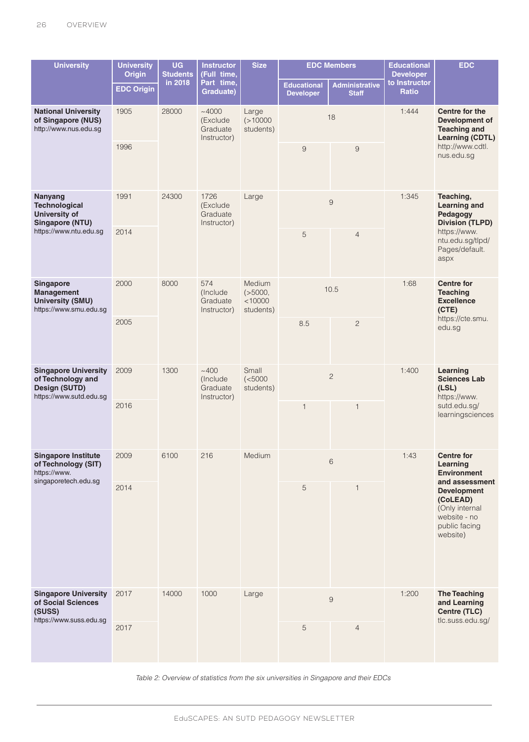| University | University Origin | UG Students in 2018 | Instructor (Full time, Part time, Graduate) | Size | EDC Members | | Educational Developer to Instructor Ratio | EDC |
|---|---|---|---|---|---|---|---|---|
| | EDC Origin | | | | Educational Developer | Administrative Staff | | |
| **National University of Singapore (NUS)** http://www.nus.edu.sg | 1905 | 28000 | ~4000 (Exclude Graduate Instructor) | Large (>10000 students) | 18 | | 1:444 | **Centre for the Development of Teaching and Learning (CDTL)** http://www.cdtl.nus.edu.sg |
| | 1996 | | | | 9 | 9 | | |
| **Nanyang Technological University of Singapore (NTU)** https://www.ntu.edu.sg | 1991 | 24300 | 1726 (Exclude Graduate Instructor) | Large | 9 | | 1:345 | **Teaching, Learning and Pedagogy Division (TLPD)** https://www.ntu.edu.sg/tlpd/Pages/default.aspx |
| | 2014 | | | | 5 | 4 | | |
| **Singapore Management University (SMU)** https://www.smu.edu.sg | 2000 | 8000 | 574 (Include Graduate Instructor) | Medium (>5000, <10000 students) | 10.5 | | 1:68 | **Centre for Teaching Excellence (CTE)** https://cte.smu.edu.sg |
| | 2005 | | | | 8.5 | 2 | | |
| **Singapore University of Technology and Design (SUTD)** https://www.sutd.edu.sg | 2009 | 1300 | ~400 (Include Graduate Instructor) | Small (<5000 students) | 2 | | 1:400 | **Learning Sciences Lab (LSL)** https://www.sutd.edu.sg/learningsciences |
| | 2016 | | | | 1 | 1 | | |
| **Singapore Institute of Technology (SIT)** https://www.singaporetech.edu.sg | 2009 | 6100 | 216 | Medium | 6 | | 1:43 | **Centre for Learning Environment and assessment Development (CoLEAD)** (Only internal website - no public facing website) |
| | 2014 | | | | 5 | 1 | | |
| **Singapore University of Social Sciences (SUSS)** https://www.suss.edu.sg | 2017 | 14000 | 1000 | Large | 9 | | 1:200 | **The Teaching and Learning Centre (TLC)** tlc.suss.edu.sg/ |
| | 2017 | | | | 5 | 4 | | |

*Table 2: Overview of statistics from the six universities in Singapore and their EDCs*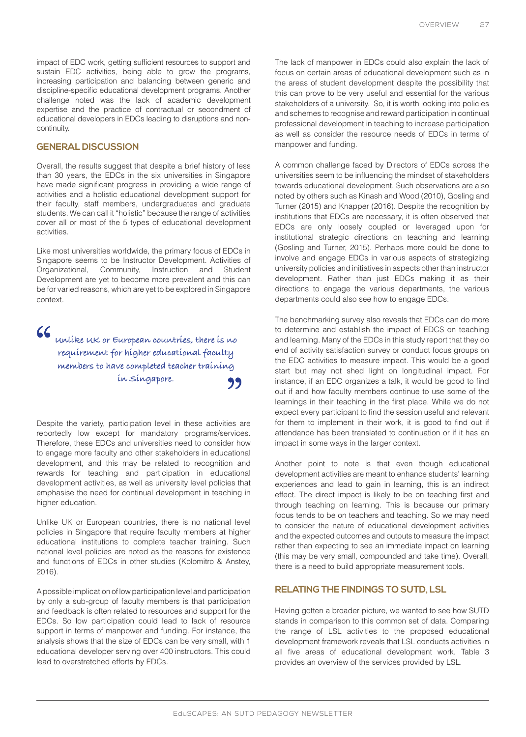impact of EDC work, getting sufficient resources to support and sustain EDC activities, being able to grow the programs, increasing participation and balancing between generic and discipline-specific educational development programs. Another challenge noted was the lack of academic development expertise and the practice of contractual or secondment of educational developers in EDCs leading to disruptions and non-continuity.

## GENERAL DISCUSSION

Overall, the results suggest that despite a brief history of less than 30 years, the EDCs in the six universities in Singapore have made significant progress in providing a wide range of activities and a holistic educational development support for their faculty, staff members, undergraduates and graduate students. We can call it "holistic" because the range of activities cover all or most of the 5 types of educational development activities.

Like most universities worldwide, the primary focus of EDCs in Singapore seems to be Instructor Development. Activities of Organizational, Community, Instruction and Student Development are yet to become more prevalent and this can be for varied reasons, which are yet to be explored in Singapore context.

> "Unlike UK or European countries, there is no requirement for higher educational faculty members to have completed teacher training in Singapore."

Despite the variety, participation level in these activities are reportedly low except for mandatory programs/services. Therefore, these EDCs and universities need to consider how to engage more faculty and other stakeholders in educational development, and this may be related to recognition and rewards for teaching and participation in educational development activities, as well as university level policies that emphasise the need for continual development in teaching in higher education.

Unlike UK or European countries, there is no national level policies in Singapore that require faculty members at higher educational institutions to complete teacher training. Such national level policies are noted as the reasons for existence and functions of EDCs in other studies (Kolomitro & Anstey, 2016).

A possible implication of low participation level and participation by only a sub-group of faculty members is that participation and feedback is often related to resources and support for the EDCs. So low participation could lead to lack of resource support in terms of manpower and funding. For instance, the analysis shows that the size of EDCs can be very small, with 1 educational developer serving over 400 instructors. This could lead to overstretched efforts by EDCs.

The lack of manpower in EDCs could also explain the lack of focus on certain areas of educational development such as in the areas of student development despite the possibility that this can prove to be very useful and essential for the various stakeholders of a university. So, it is worth looking into policies and schemes to recognise and reward participation in continual professional development in teaching to increase participation as well as consider the resource needs of EDCs in terms of manpower and funding.

A common challenge faced by Directors of EDCs across the universities seem to be influencing the mindset of stakeholders towards educational development. Such observations are also noted by others such as Kinash and Wood (2010), Gosling and Turner (2015) and Knapper (2016). Despite the recognition by institutions that EDCs are necessary, it is often observed that EDCs are only loosely coupled or leveraged upon for institutional strategic directions on teaching and learning (Gosling and Turner, 2015). Perhaps more could be done to involve and engage EDCs in various aspects of strategizing university policies and initiatives in aspects other than instructor development. Rather than just EDCs making it as their directions to engage the various departments, the various departments could also see how to engage EDCs.

The benchmarking survey also reveals that EDCs can do more to determine and establish the impact of EDCS on teaching and learning. Many of the EDCs in this study report that they do end of activity satisfaction survey or conduct focus groups on the EDC activities to measure impact. This would be a good start but may not shed light on longitudinal impact. For instance, if an EDC organizes a talk, it would be good to find out if and how faculty members continue to use some of the learnings in their teaching in the first place. While we do not expect every participant to find the session useful and relevant for them to implement in their work, it is good to find out if attendance has been translated to continuation or if it has an impact in some ways in the larger context.

Another point to note is that even though educational development activities are meant to enhance students' learning experiences and lead to gain in learning, this is an indirect effect. The direct impact is likely to be on teaching first and through teaching on learning. This is because our primary focus tends to be on teachers and teaching. So we may need to consider the nature of educational development activities and the expected outcomes and outputs to measure the impact rather than expecting to see an immediate impact on learning (this may be very small, compounded and take time). Overall, there is a need to build appropriate measurement tools.

## RELATING THE FINDINGS TO SUTD, LSL

Having gotten a broader picture, we wanted to see how SUTD stands in comparison to this common set of data. Comparing the range of LSL activities to the proposed educational development framework reveals that LSL conducts activities in all five areas of educational development work. Table 3 provides an overview of the services provided by LSL.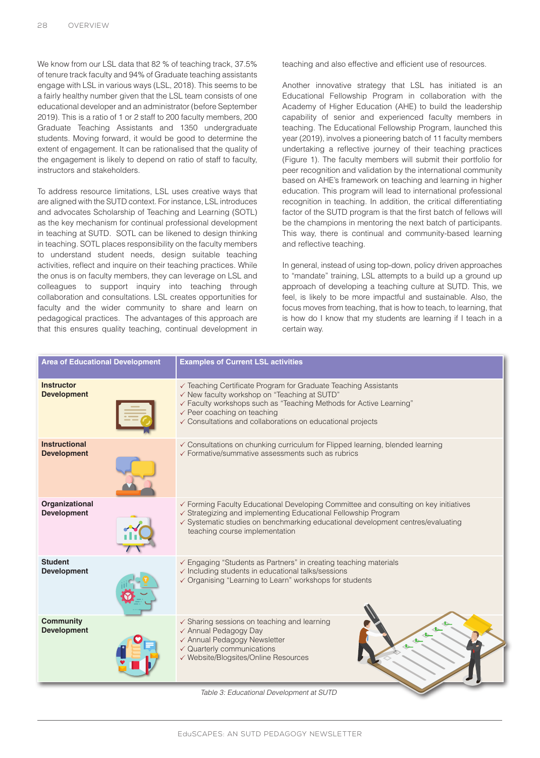We know from our LSL data that 82 % of teaching track, 37.5% of tenure track faculty and 94% of Graduate teaching assistants engage with LSL in various ways (LSL, 2018). This seems to be a fairly healthy number given that the LSL team consists of one educational developer and an administrator (before September 2019). This is a ratio of 1 or 2 staff to 200 faculty members, 200 Graduate Teaching Assistants and 1350 undergraduate students. Moving forward, it would be good to determine the extent of engagement. It can be rationalised that the quality of the engagement is likely to depend on ratio of staff to faculty, instructors and stakeholders.

To address resource limitations, LSL uses creative ways that are aligned with the SUTD context. For instance, LSL introduces and advocates Scholarship of Teaching and Learning (SOTL) as the key mechanism for continual professional development in teaching at SUTD. SOTL can be likened to design thinking in teaching. SOTL places responsibility on the faculty members to understand student needs, design suitable teaching activities, reflect and inquire on their teaching practices. While the onus is on faculty members, they can leverage on LSL and colleagues to support inquiry into teaching through collaboration and consultations. LSL creates opportunities for faculty and the wider community to share and learn on pedagogical practices. The advantages of this approach are that this ensures quality teaching, continual development in teaching and also effective and efficient use of resources.

Another innovative strategy that LSL has initiated is an Educational Fellowship Program in collaboration with the Academy of Higher Education (AHE) to build the leadership capability of senior and experienced faculty members in teaching. The Educational Fellowship Program, launched this year (2019), involves a pioneering batch of 11 faculty members undertaking a reflective journey of their teaching practices (Figure 1). The faculty members will submit their portfolio for peer recognition and validation by the international community based on AHE's framework on teaching and learning in higher education. This program will lead to international professional recognition in teaching. In addition, the critical differentiating factor of the SUTD program is that the first batch of fellows will be the champions in mentoring the next batch of participants. This way, there is continual and community-based learning and reflective teaching.

In general, instead of using top-down, policy driven approaches to "mandate" training, LSL attempts to a build up a ground up approach of developing a teaching culture at SUTD. This, we feel, is likely to be more impactful and sustainable. Also, the focus moves from teaching, that is how to teach, to learning, that is how do I know that my students are learning if I teach in a certain way.

| Area of Educational Development | Examples of Current LSL activities |
|---|---|
| **Instructor Development** | ✓ Teaching Certificate Program for Graduate Teaching Assistants<br>✓ New faculty workshop on "Teaching at SUTD"<br>✓ Faculty workshops such as "Teaching Methods for Active Learning"<br>✓ Peer coaching on teaching<br>✓ Consultations and collaborations on educational projects |
| **Instructional Development** | ✓ Consultations on chunking curriculum for Flipped learning, blended learning<br>✓ Formative/summative assessments such as rubrics |
| **Organizational Development** | ✓ Forming Faculty Educational Developing Committee and consulting on key initiatives<br>✓ Strategizing and implementing Educational Fellowship Program<br>✓ Systematic studies on benchmarking educational development centres/evaluating teaching course implementation |
| **Student Development** | ✓ Engaging "Students as Partners" in creating teaching materials<br>✓ Including students in educational talks/sessions<br>✓ Organising "Learning to Learn" workshops for students |
| **Community Development** | ✓ Sharing sessions on teaching and learning<br>✓ Annual Pedagogy Day<br>✓ Annual Pedagogy Newsletter<br>✓ Quarterly communications<br>✓ Website/Blogsites/Online Resources |

*Table 3: Educational Development at SUTD*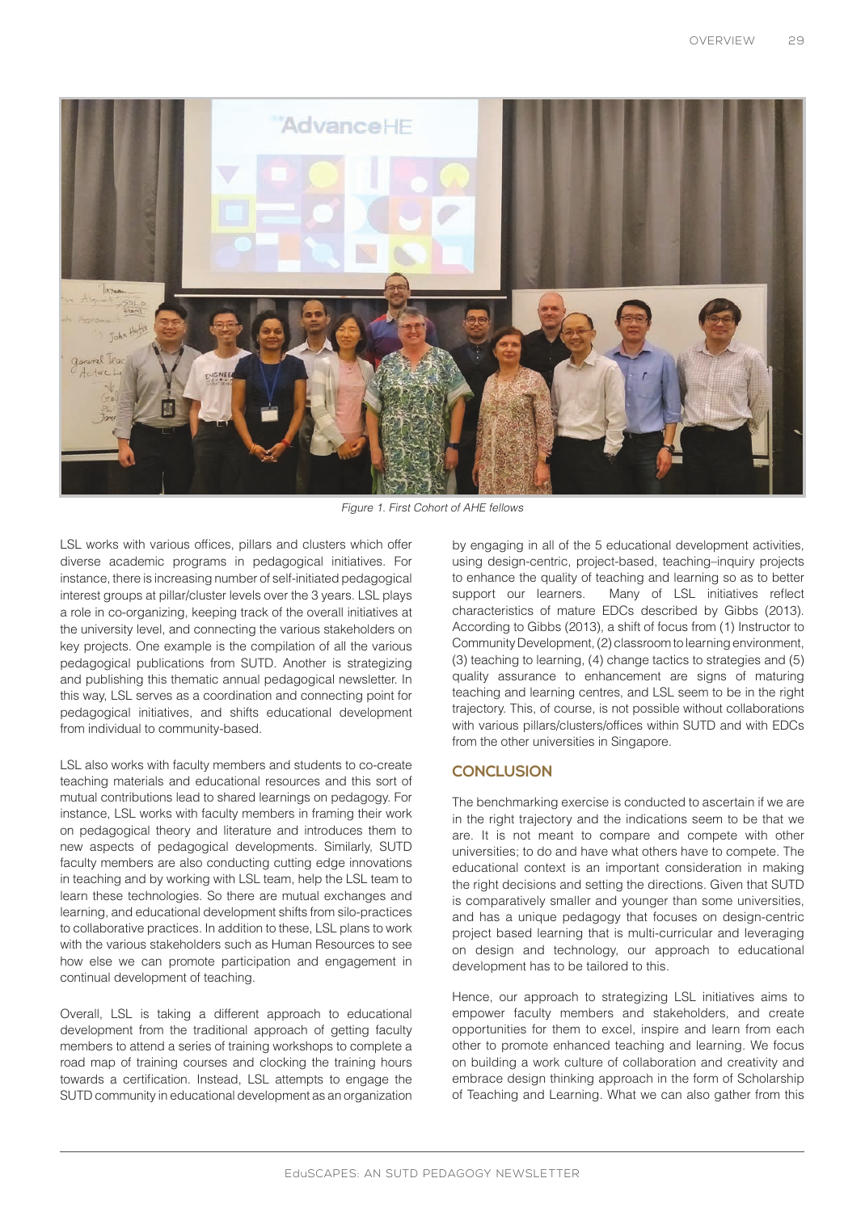Figure 1. First Cohort of AHE fellows

LSL works with various offices, pillars and clusters which offer diverse academic programs in pedagogical initiatives. For instance, there is increasing number of self-initiated pedagogical interest groups at pillar/cluster levels over the 3 years. LSL plays a role in co-organizing, keeping track of the overall initiatives at the university level, and connecting the various stakeholders on key projects. One example is the compilation of all the various pedagogical publications from SUTD. Another is strategizing and publishing this thematic annual pedagogical newsletter. In this way, LSL serves as a coordination and connecting point for pedagogical initiatives, and shifts educational development from individual to community-based.

LSL also works with faculty members and students to co-create teaching materials and educational resources and this sort of mutual contributions lead to shared learnings on pedagogy. For instance, LSL works with faculty members in framing their work on pedagogical theory and literature and introduces them to new aspects of pedagogical developments. Similarly, SUTD faculty members are also conducting cutting edge innovations in teaching and by working with LSL team, help the LSL team to learn these technologies. So there are mutual exchanges and learning, and educational development shifts from silo-practices to collaborative practices. In addition to these, LSL plans to work with the various stakeholders such as Human Resources to see how else we can promote participation and engagement in continual development of teaching.

Overall, LSL is taking a different approach to educational development from the traditional approach of getting faculty members to attend a series of training workshops to complete a road map of training courses and clocking the training hours towards a certification. Instead, LSL attempts to engage the SUTD community in educational development as an organization by engaging in all of the 5 educational development activities, using design-centric, project-based, teaching–inquiry projects to enhance the quality of teaching and learning so as to better support our learners. Many of LSL initiatives reflect characteristics of mature EDCs described by Gibbs (2013). According to Gibbs (2013), a shift of focus from (1) Instructor to Community Development, (2) classroom to learning environment, (3) teaching to learning, (4) change tactics to strategies and (5) quality assurance to enhancement are signs of maturing teaching and learning centres, and LSL seem to be in the right trajectory. This, of course, is not possible without collaborations with various pillars/clusters/offices within SUTD and with EDCs from the other universities in Singapore.

## CONCLUSION

The benchmarking exercise is conducted to ascertain if we are in the right trajectory and the indications seem to be that we are. It is not meant to compare and compete with other universities; to do and have what others have to compete. The educational context is an important consideration in making the right decisions and setting the directions. Given that SUTD is comparatively smaller and younger than some universities, and has a unique pedagogy that focuses on design-centric project based learning that is multi-curricular and leveraging on design and technology, our approach to educational development has to be tailored to this.

Hence, our approach to strategizing LSL initiatives aims to empower faculty members and stakeholders, and create opportunities for them to excel, inspire and learn from each other to promote enhanced teaching and learning. We focus on building a work culture of collaboration and creativity and embrace design thinking approach in the form of Scholarship of Teaching and Learning. What we can also gather from this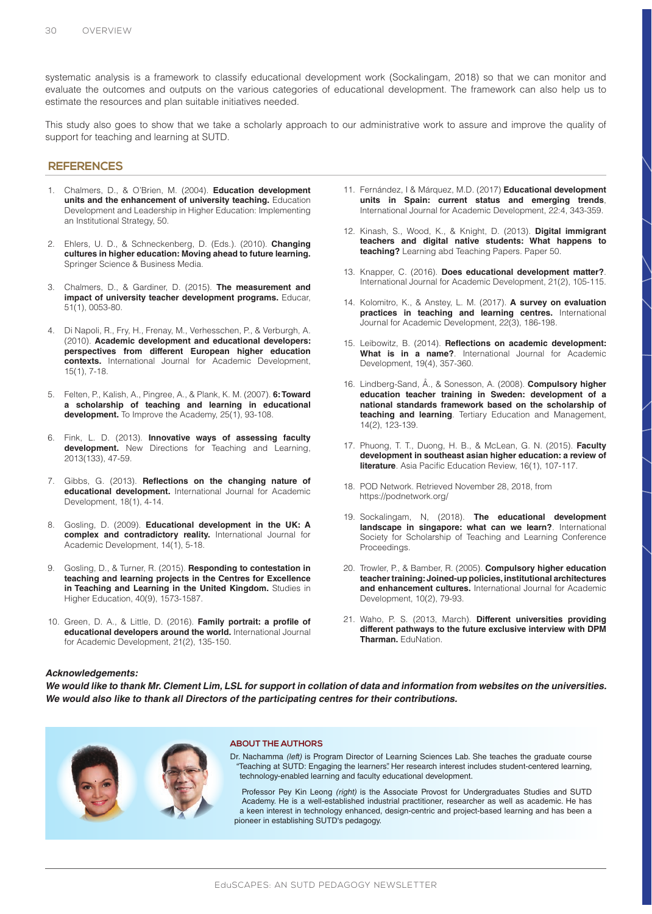systematic analysis is a framework to classify educational development work (Sockalingam, 2018) so that we can monitor and evaluate the outcomes and outputs on the various categories of educational development. The framework can also help us to estimate the resources and plan suitable initiatives needed.

This study also goes to show that we take a scholarly approach to our administrative work to assure and improve the quality of support for teaching and learning at SUTD.

## REFERENCES

1. Chalmers, D., & O'Brien, M. (2004). **Education development units and the enhancement of university teaching.** Education Development and Leadership in Higher Education: Implementing an Institutional Strategy, 50.
2. Ehlers, U. D., & Schneckenberg, D. (Eds.). (2010). **Changing cultures in higher education: Moving ahead to future learning.** Springer Science & Business Media.
3. Chalmers, D., & Gardiner, D. (2015). **The measurement and impact of university teacher development programs.** Educar, 51(1), 0053-80.
4. Di Napoli, R., Fry, H., Frenay, M., Verhesschen, P., & Verburgh, A. (2010). **Academic development and educational developers: perspectives from different European higher education contexts.** International Journal for Academic Development, 15(1), 7-18.
5. Felten, P., Kalish, A., Pingree, A., & Plank, K. M. (2007). **6: Toward a scholarship of teaching and learning in educational development.** To Improve the Academy, 25(1), 93-108.
6. Fink, L. D. (2013). **Innovative ways of assessing faculty development.** New Directions for Teaching and Learning, 2013(133), 47-59.
7. Gibbs, G. (2013). **Reflections on the changing nature of educational development.** International Journal for Academic Development, 18(1), 4-14.
8. Gosling, D. (2009). **Educational development in the UK: A complex and contradictory reality.** International Journal for Academic Development, 14(1), 5-18.
9. Gosling, D., & Turner, R. (2015). **Responding to contestation in teaching and learning projects in the Centres for Excellence in Teaching and Learning in the United Kingdom.** Studies in Higher Education, 40(9), 1573-1587.
10. Green, D. A., & Little, D. (2016). **Family portrait: a profile of educational developers around the world.** International Journal for Academic Development, 21(2), 135-150.
11. Fernández, I & Márquez, M.D. (2017) **Educational development units in Spain: current status and emerging trends**, International Journal for Academic Development, 22:4, 343-359.
12. Kinash, S., Wood, K., & Knight, D. (2013). **Digital immigrant teachers and digital native students: What happens to teaching?** Learning abd Teaching Papers. Paper 50.
13. Knapper, C. (2016). **Does educational development matter?**. International Journal for Academic Development, 21(2), 105-115.
14. Kolomitro, K., & Anstey, L. M. (2017). **A survey on evaluation practices in teaching and learning centres.** International Journal for Academic Development, 22(3), 186-198.
15. Leibowitz, B. (2014). **Reflections on academic development: What is in a name?**. International Journal for Academic Development, 19(4), 357-360.
16. Lindberg-Sand, Å., & Sonesson, A. (2008). **Compulsory higher education teacher training in Sweden: development of a national standards framework based on the scholarship of teaching and learning**. Tertiary Education and Management, 14(2), 123-139.
17. Phuong, T. T., Duong, H. B., & McLean, G. N. (2015). **Faculty development in southeast asian higher education: a review of literature**. Asia Pacific Education Review, 16(1), 107-117.
18. POD Network. Retrieved November 28, 2018, from https://podnetwork.org/
19. Sockalingam, N, (2018). **The educational development landscape in singapore: what can we learn?**. International Society for Scholarship of Teaching and Learning Conference Proceedings.
20. Trowler, P., & Bamber, R. (2005). **Compulsory higher education teacher training: Joined-up policies, institutional architectures and enhancement cultures.** International Journal for Academic Development, 10(2), 79-93.
21. Waho, P. S. (2013, March). **Different universities providing different pathways to the future exclusive interview with DPM Tharman.** EduNation.

***Acknowledgements:***

***We would like to thank Mr. Clement Lim, LSL for support in collation of data and information from websites on the universities. We would also like to thank all Directors of the participating centres for their contributions.***

### ABOUT THE AUTHORS

Dr. Nachamma *(left)* is Program Director of Learning Sciences Lab. She teaches the graduate course "Teaching at SUTD: Engaging the learners". Her research interest includes student-centered learning, technology-enabled learning and faculty educational development.

Professor Pey Kin Leong *(right)* is the Associate Provost for Undergraduates Studies and SUTD Academy. He is a well-established industrial practitioner, researcher as well as academic. He has a keen interest in technology enhanced, design-centric and project-based learning and has been a pioneer in establishing SUTD's pedagogy.